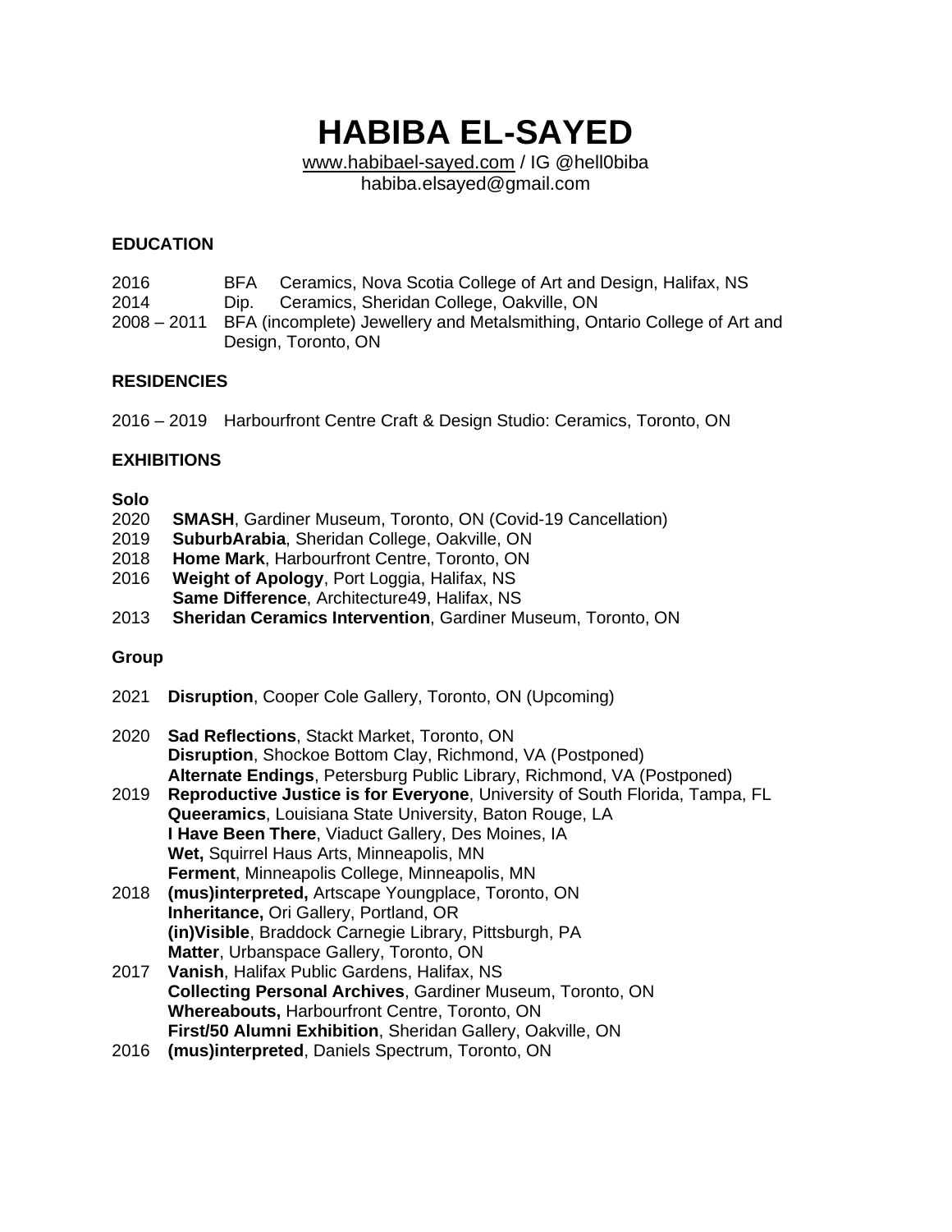# HABIBA EL-SAYED

www.habibael-sayed.com / IG @hell0biba
habiba.elsayed@gmail.com

## EDUCATION

2016 BFA Ceramics, Nova Scotia College of Art and Design, Halifax, NS
2014 Dip. Ceramics, Sheridan College, Oakville, ON
2008 – 2011 BFA (incomplete) Jewellery and Metalsmithing, Ontario College of Art and Design, Toronto, ON

## RESIDENCIES

2016 – 2019 Harbourfront Centre Craft & Design Studio: Ceramics, Toronto, ON

## EXHIBITIONS

### Solo

2020 **SMASH**, Gardiner Museum, Toronto, ON (Covid-19 Cancellation)
2019 **SuburbArabia**, Sheridan College, Oakville, ON
2018 **Home Mark**, Harbourfront Centre, Toronto, ON
2016 **Weight of Apology**, Port Loggia, Halifax, NS
**Same Difference**, Architecture49, Halifax, NS
2013 **Sheridan Ceramics Intervention**, Gardiner Museum, Toronto, ON

### Group

2021 **Disruption**, Cooper Cole Gallery, Toronto, ON (Upcoming)

2020 **Sad Reflections**, Stackt Market, Toronto, ON
**Disruption**, Shockoe Bottom Clay, Richmond, VA (Postponed)
**Alternate Endings**, Petersburg Public Library, Richmond, VA (Postponed)
2019 **Reproductive Justice is for Everyone**, University of South Florida, Tampa, FL
**Queeramics**, Louisiana State University, Baton Rouge, LA
**I Have Been There**, Viaduct Gallery, Des Moines, IA
**Wet,** Squirrel Haus Arts, Minneapolis, MN
**Ferment**, Minneapolis College, Minneapolis, MN
2018 **(mus)interpreted,** Artscape Youngplace, Toronto, ON
**Inheritance,** Ori Gallery, Portland, OR
**(in)Visible**, Braddock Carnegie Library, Pittsburgh, PA
**Matter**, Urbanspace Gallery, Toronto, ON
2017 **Vanish**, Halifax Public Gardens, Halifax, NS
**Collecting Personal Archives**, Gardiner Museum, Toronto, ON
**Whereabouts,** Harbourfront Centre, Toronto, ON
**First/50 Alumni Exhibition**, Sheridan Gallery, Oakville, ON
2016 **(mus)interpreted**, Daniels Spectrum, Toronto, ON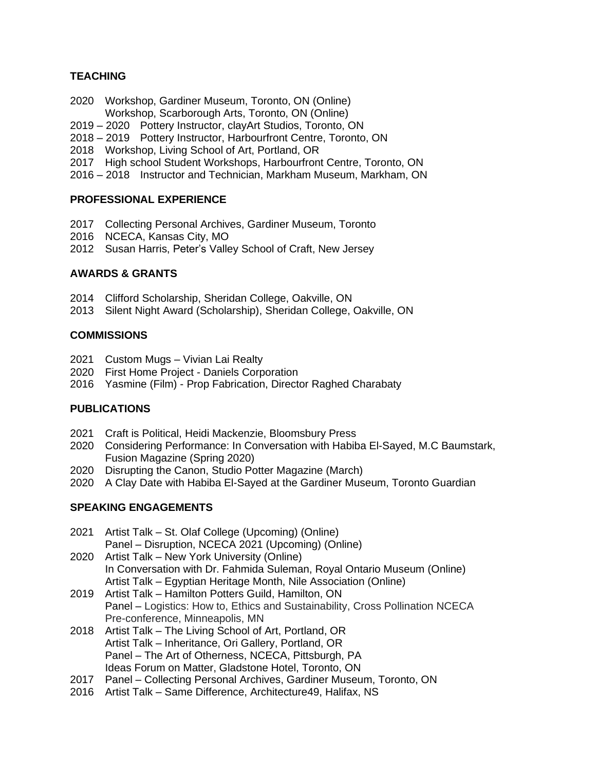## TEACHING

2020 Workshop, Gardiner Museum, Toronto, ON (Online)
Workshop, Scarborough Arts, Toronto, ON (Online)
2019 – 2020 Pottery Instructor, clayArt Studios, Toronto, ON
2018 – 2019 Pottery Instructor, Harbourfront Centre, Toronto, ON
2018 Workshop, Living School of Art, Portland, OR
2017 High school Student Workshops, Harbourfront Centre, Toronto, ON
2016 – 2018 Instructor and Technician, Markham Museum, Markham, ON

## PROFESSIONAL EXPERIENCE

2017 Collecting Personal Archives, Gardiner Museum, Toronto
2016 NCECA, Kansas City, MO
2012 Susan Harris, Peter's Valley School of Craft, New Jersey

## AWARDS & GRANTS

2014 Clifford Scholarship, Sheridan College, Oakville, ON
2013 Silent Night Award (Scholarship), Sheridan College, Oakville, ON

## COMMISSIONS

2021 Custom Mugs – Vivian Lai Realty
2020 First Home Project - Daniels Corporation
2016 Yasmine (Film) - Prop Fabrication, Director Raghed Charabaty

## PUBLICATIONS

2021 Craft is Political, Heidi Mackenzie, Bloomsbury Press
2020 Considering Performance: In Conversation with Habiba El-Sayed, M.C Baumstark, Fusion Magazine (Spring 2020)
2020 Disrupting the Canon, Studio Potter Magazine (March)
2020 A Clay Date with Habiba El-Sayed at the Gardiner Museum, Toronto Guardian

## SPEAKING ENGAGEMENTS

2021 Artist Talk – St. Olaf College (Upcoming) (Online)
Panel – Disruption, NCECA 2021 (Upcoming) (Online)
2020 Artist Talk – New York University (Online)
In Conversation with Dr. Fahmida Suleman, Royal Ontario Museum (Online)
Artist Talk – Egyptian Heritage Month, Nile Association (Online)
2019 Artist Talk – Hamilton Potters Guild, Hamilton, ON
Panel – Logistics: How to, Ethics and Sustainability, Cross Pollination NCECA Pre-conference, Minneapolis, MN
2018 Artist Talk – The Living School of Art, Portland, OR
Artist Talk – Inheritance, Ori Gallery, Portland, OR
Panel – The Art of Otherness, NCECA, Pittsburgh, PA
Ideas Forum on Matter, Gladstone Hotel, Toronto, ON
2017 Panel – Collecting Personal Archives, Gardiner Museum, Toronto, ON
2016 Artist Talk – Same Difference, Architecture49, Halifax, NS